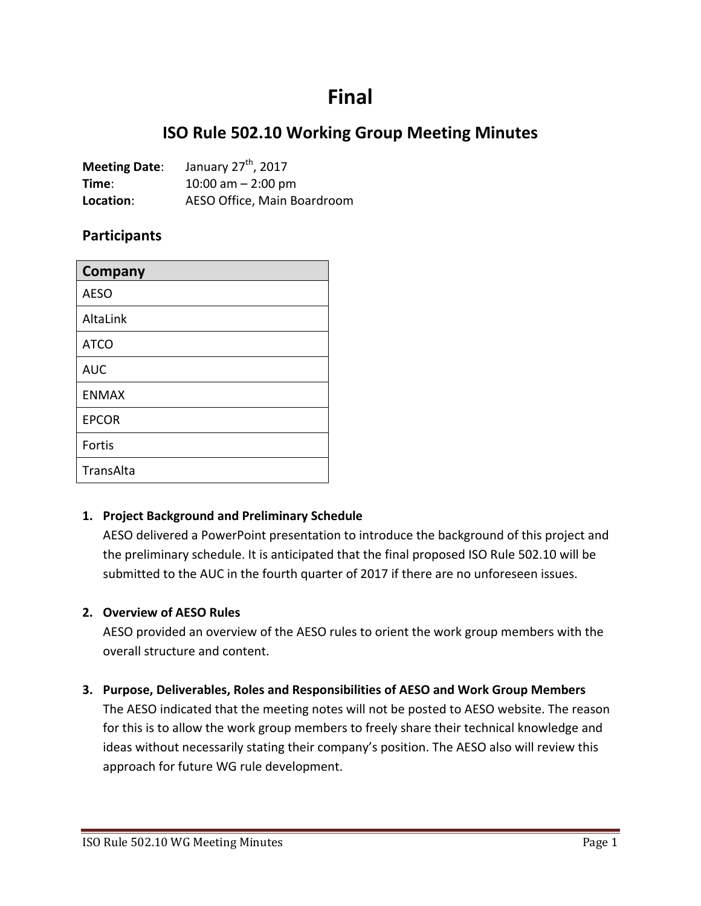# Final

## ISO Rule 502.10 Working Group Meeting Minutes

**Meeting Date**: January 27th, 2017
**Time**: 10:00 am – 2:00 pm
**Location**: AESO Office, Main Boardroom

### Participants

| Company |
|---|
| AESO |
| AltaLink |
| ATCO |
| AUC |
| ENMAX |
| EPCOR |
| Fortis |
| TransAlta |

1. **Project Background and Preliminary Schedule**
   AESO delivered a PowerPoint presentation to introduce the background of this project and the preliminary schedule. It is anticipated that the final proposed ISO Rule 502.10 will be submitted to the AUC in the fourth quarter of 2017 if there are no unforeseen issues.

2. **Overview of AESO Rules**
   AESO provided an overview of the AESO rules to orient the work group members with the overall structure and content.

3. **Purpose, Deliverables, Roles and Responsibilities of AESO and Work Group Members**
   The AESO indicated that the meeting notes will not be posted to AESO website. The reason for this is to allow the work group members to freely share their technical knowledge and ideas without necessarily stating their company's position. The AESO also will review this approach for future WG rule development.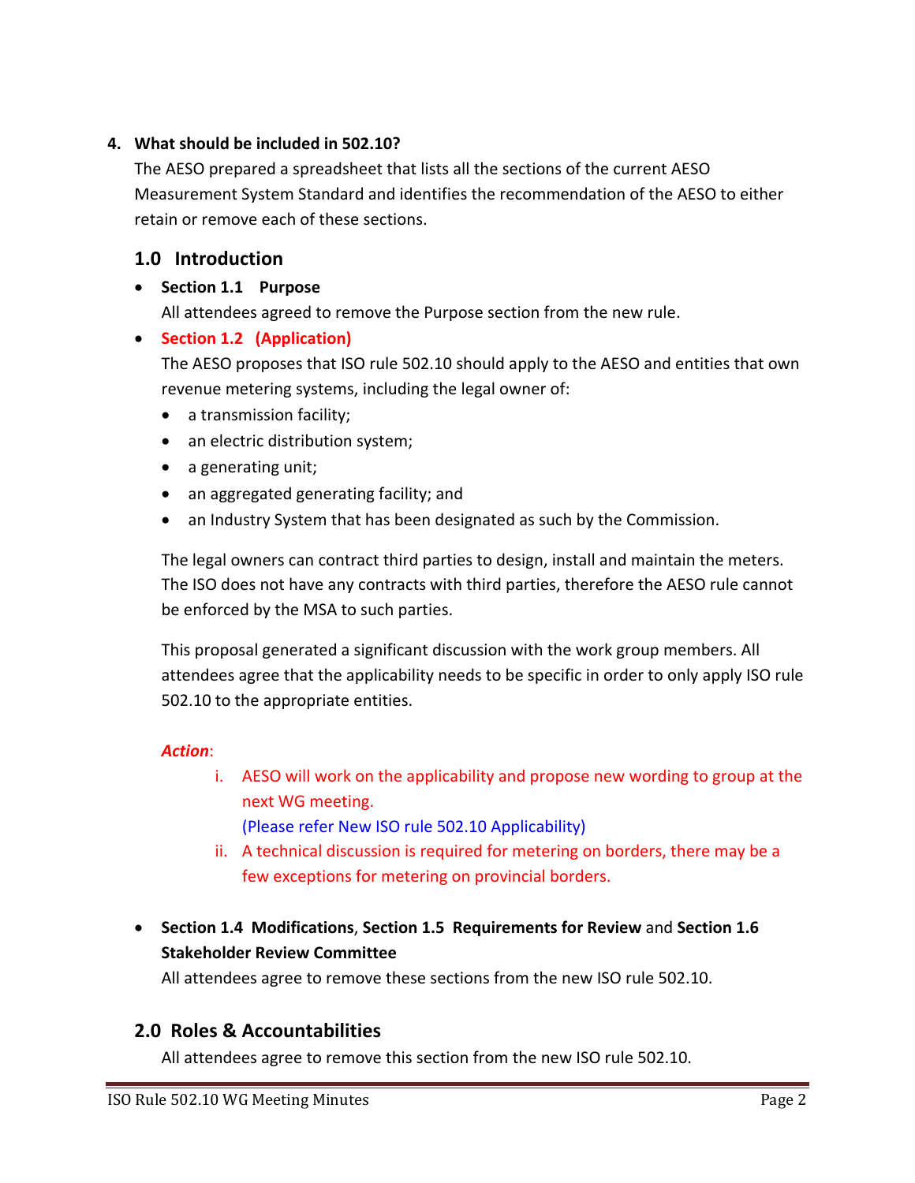**4. What should be included in 502.10?**

The AESO prepared a spreadsheet that lists all the sections of the current AESO Measurement System Standard and identifies the recommendation of the AESO to either retain or remove each of these sections.

## 1.0 Introduction

- **Section 1.1 Purpose**

  All attendees agreed to remove the Purpose section from the new rule.

- **Section 1.2 (Application)**

  The AESO proposes that ISO rule 502.10 should apply to the AESO and entities that own revenue metering systems, including the legal owner of:

  - a transmission facility;
  - an electric distribution system;
  - a generating unit;
  - an aggregated generating facility; and
  - an Industry System that has been designated as such by the Commission.

  The legal owners can contract third parties to design, install and maintain the meters. The ISO does not have any contracts with third parties, therefore the AESO rule cannot be enforced by the MSA to such parties.

  This proposal generated a significant discussion with the work group members. All attendees agree that the applicability needs to be specific in order to only apply ISO rule 502.10 to the appropriate entities.

  ***Action***:

  i. AESO will work on the applicability and propose new wording to group at the next WG meeting.
     (Please refer New ISO rule 502.10 Applicability)

  ii. A technical discussion is required for metering on borders, there may be a few exceptions for metering on provincial borders.

- **Section 1.4 Modifications**, **Section 1.5 Requirements for Review** and **Section 1.6 Stakeholder Review Committee**

  All attendees agree to remove these sections from the new ISO rule 502.10.

## 2.0 Roles & Accountabilities

All attendees agree to remove this section from the new ISO rule 502.10.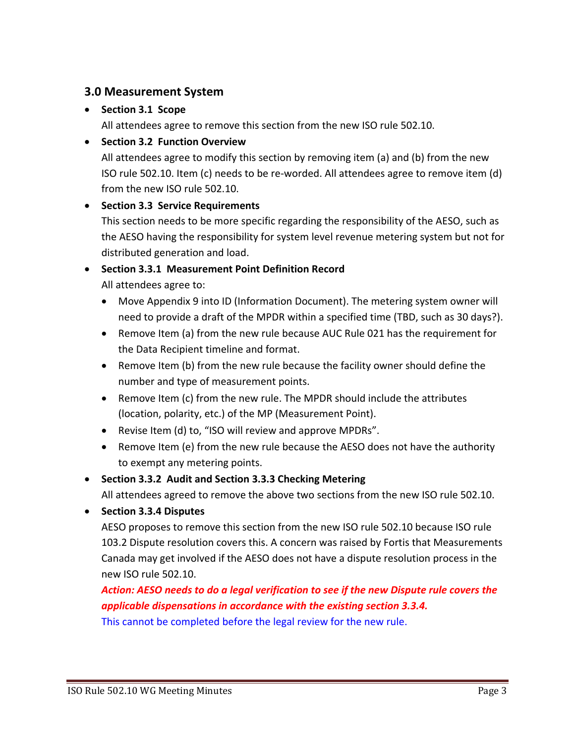## 3.0 Measurement System

- **Section 3.1 Scope**
  All attendees agree to remove this section from the new ISO rule 502.10.
- **Section 3.2 Function Overview**
  All attendees agree to modify this section by removing item (a) and (b) from the new ISO rule 502.10. Item (c) needs to be re-worded. All attendees agree to remove item (d) from the new ISO rule 502.10.
- **Section 3.3 Service Requirements**
  This section needs to be more specific regarding the responsibility of the AESO, such as the AESO having the responsibility for system level revenue metering system but not for distributed generation and load.
- **Section 3.3.1 Measurement Point Definition Record**
  All attendees agree to:
  - Move Appendix 9 into ID (Information Document). The metering system owner will need to provide a draft of the MPDR within a specified time (TBD, such as 30 days?).
  - Remove Item (a) from the new rule because AUC Rule 021 has the requirement for the Data Recipient timeline and format.
  - Remove Item (b) from the new rule because the facility owner should define the number and type of measurement points.
  - Remove Item (c) from the new rule. The MPDR should include the attributes (location, polarity, etc.) of the MP (Measurement Point).
  - Revise Item (d) to, "ISO will review and approve MPDRs".
  - Remove Item (e) from the new rule because the AESO does not have the authority to exempt any metering points.
- **Section 3.3.2 Audit and Section 3.3.3 Checking Metering**
  All attendees agreed to remove the above two sections from the new ISO rule 502.10.
- **Section 3.3.4 Disputes**
  AESO proposes to remove this section from the new ISO rule 502.10 because ISO rule 103.2 Dispute resolution covers this. A concern was raised by Fortis that Measurements Canada may get involved if the AESO does not have a dispute resolution process in the new ISO rule 502.10.

  ***Action: AESO needs to do a legal verification to see if the new Dispute rule covers the applicable dispensations in accordance with the existing section 3.3.4.***

  This cannot be completed before the legal review for the new rule.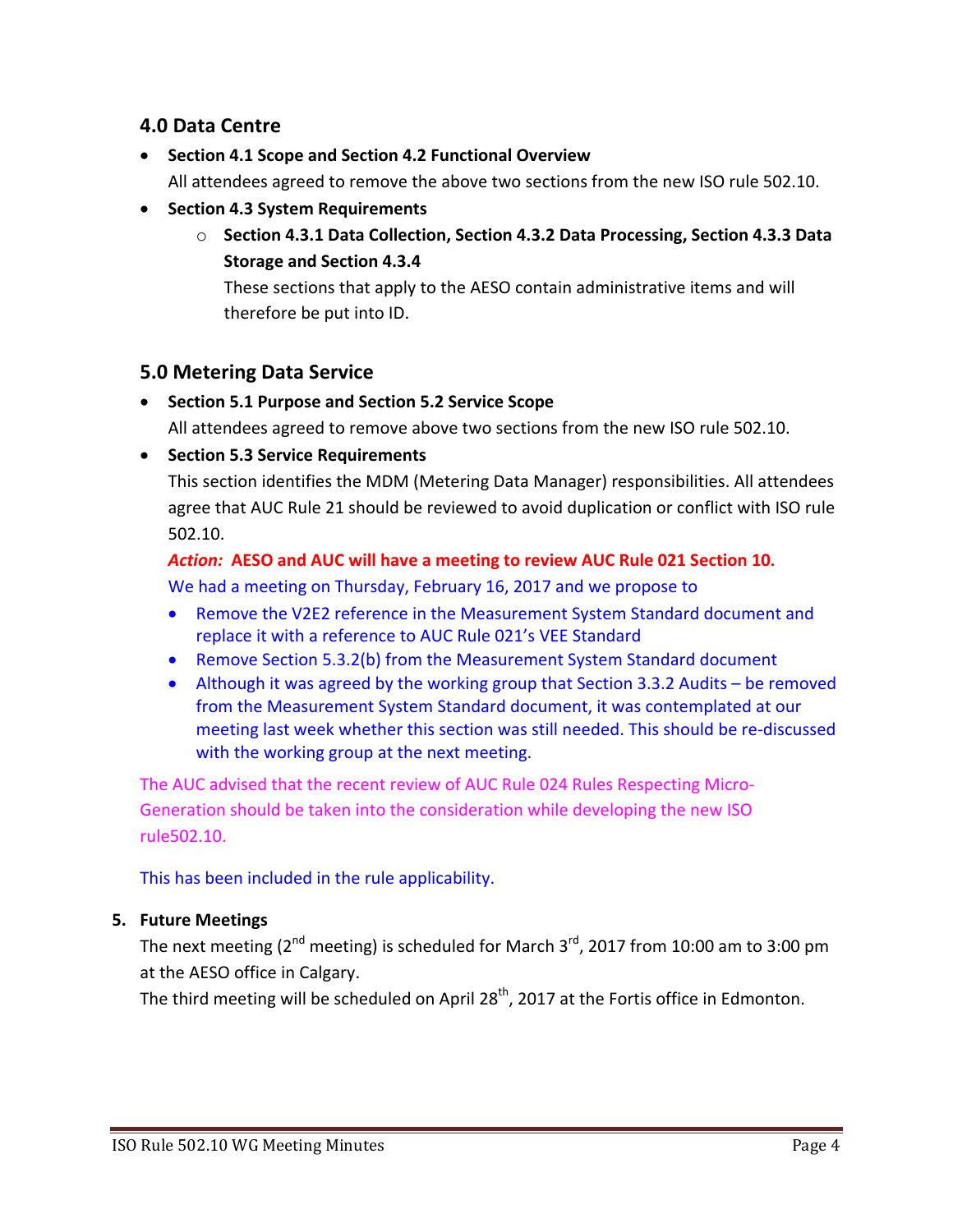## 4.0 Data Centre

- **Section 4.1 Scope and Section 4.2 Functional Overview**

  All attendees agreed to remove the above two sections from the new ISO rule 502.10.

- **Section 4.3 System Requirements**
  - **Section 4.3.1 Data Collection, Section 4.3.2 Data Processing, Section 4.3.3 Data Storage and Section 4.3.4**

    These sections that apply to the AESO contain administrative items and will therefore be put into ID.

## 5.0 Metering Data Service

- **Section 5.1 Purpose and Section 5.2 Service Scope**

  All attendees agreed to remove above two sections from the new ISO rule 502.10.

- **Section 5.3 Service Requirements**

  This section identifies the MDM (Metering Data Manager) responsibilities. All attendees agree that AUC Rule 21 should be reviewed to avoid duplication or conflict with ISO rule 502.10.

  ***Action:*** **AESO and AUC will have a meeting to review AUC Rule 021 Section 10.**

  We had a meeting on Thursday, February 16, 2017 and we propose to

  - Remove the V2E2 reference in the Measurement System Standard document and replace it with a reference to AUC Rule 021's VEE Standard
  - Remove Section 5.3.2(b) from the Measurement System Standard document
  - Although it was agreed by the working group that Section 3.3.2 Audits – be removed from the Measurement System Standard document, it was contemplated at our meeting last week whether this section was still needed. This should be re-discussed with the working group at the next meeting.

The AUC advised that the recent review of AUC Rule 024 Rules Respecting Micro-Generation should be taken into the consideration while developing the new ISO rule502.10.

This has been included in the rule applicability.

5. **Future Meetings**

   The next meeting (2nd meeting) is scheduled for March 3rd, 2017 from 10:00 am to 3:00 pm at the AESO office in Calgary.

   The third meeting will be scheduled on April 28th, 2017 at the Fortis office in Edmonton.